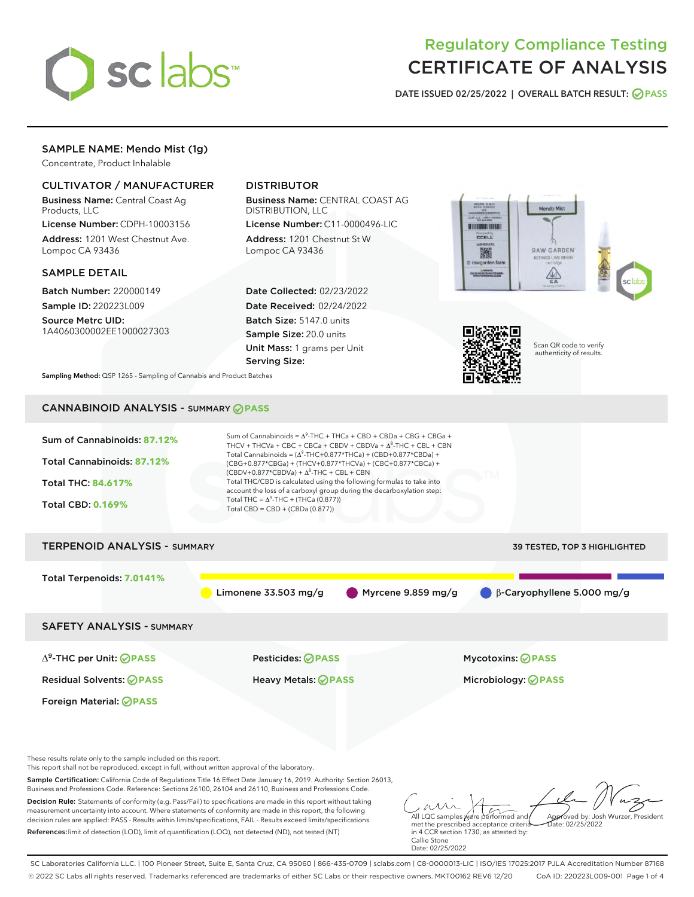# Regulatory Compliance Testing
# CERTIFICATE OF ANALYSIS

**DATE ISSUED 02/25/2022 | OVERALL BATCH RESULT: PASS**

## SAMPLE NAME: Mendo Mist (1g)

Concentrate, Product Inhalable

### CULTIVATOR / MANUFACTURER

**Business Name:** Central Coast Ag Products, LLC

**License Number:** CDPH-10003156

**Address:** 1201 West Chestnut Ave. Lompoc CA 93436

### DISTRIBUTOR

**Business Name:** CENTRAL COAST AG DISTRIBUTION, LLC

**License Number:** C11-0000496-LIC

**Address:** 1201 Chestnut St W Lompoc CA 93436

### SAMPLE DETAIL

**Batch Number:** 220000149

**Sample ID:** 220223L009

**Source Metrc UID:** 1A4060300002EE1000027303

**Date Collected:** 02/23/2022

**Date Received:** 02/24/2022

**Batch Size:** 5147.0 units

**Sample Size:** 20.0 units

**Unit Mass:** 1 grams per Unit

**Serving Size:**

Scan QR code to verify authenticity of results.

**Sampling Method:** QSP 1265 - Sampling of Cannabis and Product Batches

## CANNABINOID ANALYSIS - SUMMARY PASS

Sum of Cannabinoids: **87.12%**

Total Cannabinoids: **87.12%**

Total THC: **84.617%**

Total CBD: **0.169%**

Sum of Cannabinoids = $\Delta^9$-THC + THCa + CBD + CBDa + CBG + CBGa + THCV + THCVa + CBC + CBCa + CBDV + CBDVa + $\Delta^8$-THC + CBL + CBN

Total Cannabinoids = ($\Delta^9$-THC+0.877*THCa) + (CBD+0.877*CBDa) + (CBG+0.877*CBGa) + (THCV+0.877*THCVa) + (CBC+0.877*CBCa) + (CBDV+0.877*CBDVa) + $\Delta^8$-THC + CBL + CBN

Total THC/CBD is calculated using the following formulas to take into account the loss of a carboxyl group during the decarboxylation step:

Total THC = $\Delta^9$-THC + (THCa (0.877))

Total CBD = CBD + (CBDa (0.877))

## TERPENOID ANALYSIS - SUMMARY

39 TESTED, TOP 3 HIGHLIGHTED

Total Terpenoids: **7.0141%**

Limonene 33.503 mg/g | Myrcene 9.859 mg/g | β-Caryophyllene 5.000 mg/g

## SAFETY ANALYSIS - SUMMARY

| | | |
|---|---|---|
| $\Delta^9$-THC per Unit: PASS | Pesticides: PASS | Mycotoxins: PASS |
| Residual Solvents: PASS | Heavy Metals: PASS | Microbiology: PASS |
| Foreign Material: PASS | | |

These results relate only to the sample included on this report.
This report shall not be reproduced, except in full, without written approval of the laboratory.

**Sample Certification:** California Code of Regulations Title 16 Effect Date January 16, 2019. Authority: Section 26013, Business and Professions Code. Reference: Sections 26100, 26104 and 26110, Business and Professions Code.

**Decision Rule:** Statements of conformity (e.g. Pass/Fail) to specifications are made in this report without taking measurement uncertainty into account. Where statements of conformity are made in this report, the following decision rules are applied: PASS - Results within limits/specifications, FAIL - Results exceed limits/specifications.

**References:** limit of detection (LOD), limit of quantification (LOQ), not detected (ND), not tested (NT)

All LQC samples were performed and met the prescribed acceptance criteria in 4 CCR section 1730, as attested by: Callie Stone Date: 02/25/2022

Approved by: Josh Wurzer, President Date: 02/25/2022

SC Laboratories California LLC. | 100 Pioneer Street, Suite E, Santa Cruz, CA 95060 | 866-435-0709 | sclabs.com | C8-0000013-LIC | ISO/IES 17025:2017 PJLA Accreditation Number 87168
© 2022 SC Labs all rights reserved. Trademarks referenced are trademarks of either SC Labs or their respective owners. MKT00162 REV6 12/20 CoA ID: 220223L009-001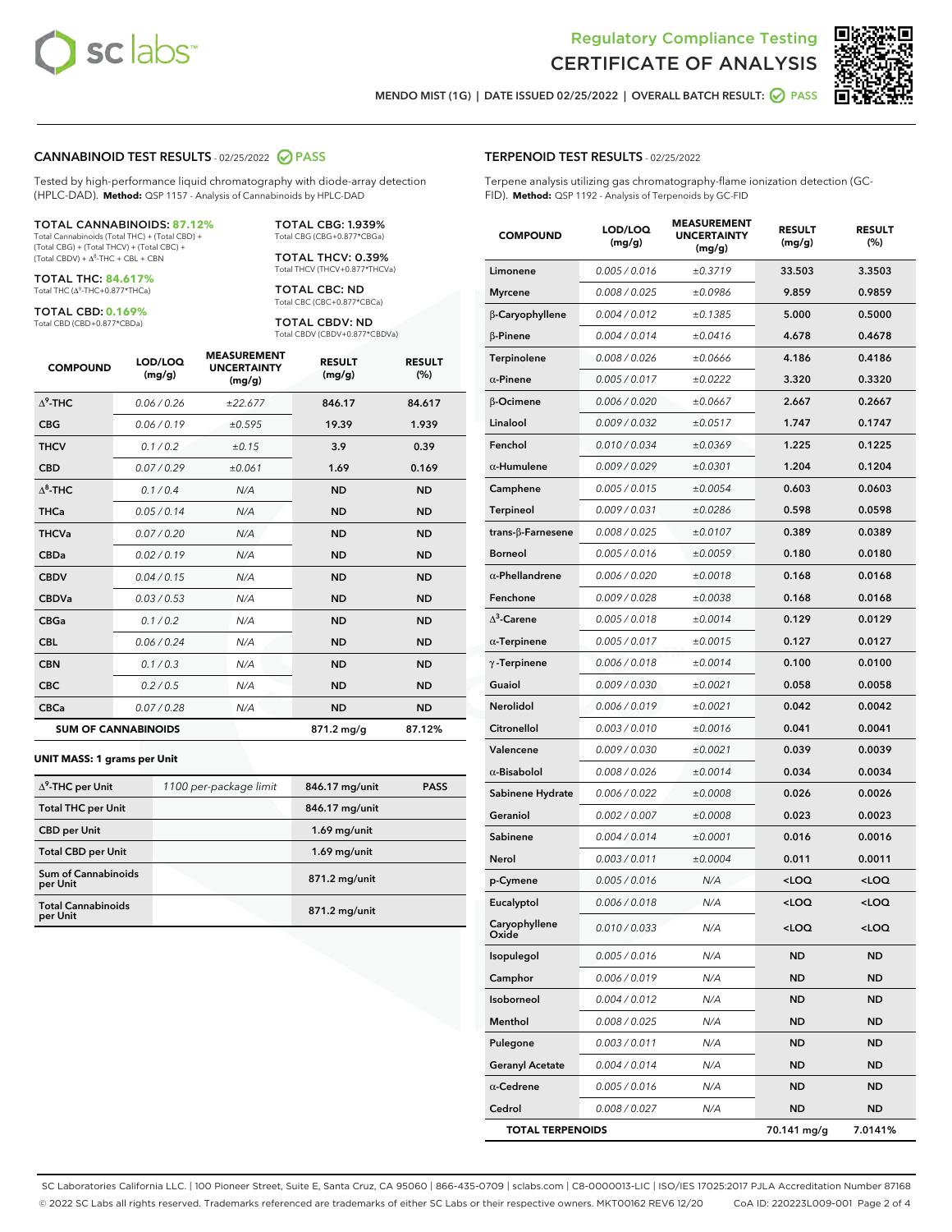Regulatory Compliance Testing
CERTIFICATE OF ANALYSIS

MENDO MIST (1G) | DATE ISSUED 02/25/2022 | OVERALL BATCH RESULT: PASS

## CANNABINOID TEST RESULTS - 02/25/2022 PASS

Tested by high-performance liquid chromatography with diode-array detection (HPLC-DAD). **Method:** QSP 1157 - Analysis of Cannabinoids by HPLC-DAD

**TOTAL CANNABINOIDS: 87.12%**
Total Cannabinoids (Total THC) + (Total CBD) + (Total CBG) + (Total THCV) + (Total CBC) + (Total CBDV) + Δ8-THC + CBL + CBN

**TOTAL THC: 84.617%**
Total THC (Δ9-THC+0.877*THCa)

**TOTAL CBD: 0.169%**
Total CBD (CBD+0.877*CBDa)

**TOTAL CBG: 1.939%**
Total CBG (CBG+0.877*CBGa)

**TOTAL THCV: 0.39%**
Total THCV (THCV+0.877*THCVa)

**TOTAL CBC: ND**
Total CBC (CBC+0.877*CBCa)

**TOTAL CBDV: ND**
Total CBDV (CBDV+0.877*CBDVa)

| COMPOUND | LOD/LOQ (mg/g) | MEASUREMENT UNCERTAINTY (mg/g) | RESULT (mg/g) | RESULT (%) |
|---|---|---|---|---|
| Δ9-THC | 0.06 / 0.26 | ±22.677 | 846.17 | 84.617 |
| CBG | 0.06 / 0.19 | ±0.595 | 19.39 | 1.939 |
| THCV | 0.1 / 0.2 | ±0.15 | 3.9 | 0.39 |
| CBD | 0.07 / 0.29 | ±0.061 | 1.69 | 0.169 |
| Δ8-THC | 0.1 / 0.4 | N/A | ND | ND |
| THCa | 0.05 / 0.14 | N/A | ND | ND |
| THCVa | 0.07 / 0.20 | N/A | ND | ND |
| CBDa | 0.02 / 0.19 | N/A | ND | ND |
| CBDV | 0.04 / 0.15 | N/A | ND | ND |
| CBDVa | 0.03 / 0.53 | N/A | ND | ND |
| CBGa | 0.1 / 0.2 | N/A | ND | ND |
| CBL | 0.06 / 0.24 | N/A | ND | ND |
| CBN | 0.1 / 0.3 | N/A | ND | ND |
| CBC | 0.2 / 0.5 | N/A | ND | ND |
| CBCa | 0.07 / 0.28 | N/A | ND | ND |
| **SUM OF CANNABINOIDS** | | | 871.2 mg/g | 87.12% |

**UNIT MASS: 1 grams per Unit**

| | | | |
|---|---|---|---|
| Δ9-THC per Unit | 1100 per-package limit | 846.17 mg/unit | PASS |
| Total THC per Unit | | 846.17 mg/unit | |
| CBD per Unit | | 1.69 mg/unit | |
| Total CBD per Unit | | 1.69 mg/unit | |
| Sum of Cannabinoids per Unit | | 871.2 mg/unit | |
| Total Cannabinoids per Unit | | 871.2 mg/unit | |

## TERPENOID TEST RESULTS - 02/25/2022

Terpene analysis utilizing gas chromatography-flame ionization detection (GC-FID). **Method:** QSP 1192 - Analysis of Terpenoids by GC-FID

| COMPOUND | LOD/LOQ (mg/g) | MEASUREMENT UNCERTAINTY (mg/g) | RESULT (mg/g) | RESULT (%) |
|---|---|---|---|---|
| Limonene | 0.005 / 0.016 | ±0.3719 | 33.503 | 3.3503 |
| Myrcene | 0.008 / 0.025 | ±0.0986 | 9.859 | 0.9859 |
| β-Caryophyllene | 0.004 / 0.012 | ±0.1385 | 5.000 | 0.5000 |
| β-Pinene | 0.004 / 0.014 | ±0.0416 | 4.678 | 0.4678 |
| Terpinolene | 0.008 / 0.026 | ±0.0666 | 4.186 | 0.4186 |
| α-Pinene | 0.005 / 0.017 | ±0.0222 | 3.320 | 0.3320 |
| β-Ocimene | 0.006 / 0.020 | ±0.0667 | 2.667 | 0.2667 |
| Linalool | 0.009 / 0.032 | ±0.0517 | 1.747 | 0.1747 |
| Fenchol | 0.010 / 0.034 | ±0.0369 | 1.225 | 0.1225 |
| α-Humulene | 0.009 / 0.029 | ±0.0301 | 1.204 | 0.1204 |
| Camphene | 0.005 / 0.015 | ±0.0054 | 0.603 | 0.0603 |
| Terpineol | 0.009 / 0.031 | ±0.0286 | 0.598 | 0.0598 |
| trans-β-Farnesene | 0.008 / 0.025 | ±0.0107 | 0.389 | 0.0389 |
| Borneol | 0.005 / 0.016 | ±0.0059 | 0.180 | 0.0180 |
| α-Phellandrene | 0.006 / 0.020 | ±0.0018 | 0.168 | 0.0168 |
| Fenchone | 0.009 / 0.028 | ±0.0038 | 0.168 | 0.0168 |
| Δ3-Carene | 0.005 / 0.018 | ±0.0014 | 0.129 | 0.0129 |
| α-Terpinene | 0.005 / 0.017 | ±0.0015 | 0.127 | 0.0127 |
| γ-Terpinene | 0.006 / 0.018 | ±0.0014 | 0.100 | 0.0100 |
| Guaiol | 0.009 / 0.030 | ±0.0021 | 0.058 | 0.0058 |
| Nerolidol | 0.006 / 0.019 | ±0.0021 | 0.042 | 0.0042 |
| Citronellol | 0.003 / 0.010 | ±0.0016 | 0.041 | 0.0041 |
| Valencene | 0.009 / 0.030 | ±0.0021 | 0.039 | 0.0039 |
| α-Bisabolol | 0.008 / 0.026 | ±0.0014 | 0.034 | 0.0034 |
| Sabinene Hydrate | 0.006 / 0.022 | ±0.0008 | 0.026 | 0.0026 |
| Geraniol | 0.002 / 0.007 | ±0.0008 | 0.023 | 0.0023 |
| Sabinene | 0.004 / 0.014 | ±0.0001 | 0.016 | 0.0016 |
| Nerol | 0.003 / 0.011 | ±0.0004 | 0.011 | 0.0011 |
| p-Cymene | 0.005 / 0.016 | N/A | <LOQ | <LOQ |
| Eucalyptol | 0.006 / 0.018 | N/A | <LOQ | <LOQ |
| Caryophyllene Oxide | 0.010 / 0.033 | N/A | <LOQ | <LOQ |
| Isopulegol | 0.005 / 0.016 | N/A | ND | ND |
| Camphor | 0.006 / 0.019 | N/A | ND | ND |
| Isoborneol | 0.004 / 0.012 | N/A | ND | ND |
| Menthol | 0.008 / 0.025 | N/A | ND | ND |
| Pulegone | 0.003 / 0.011 | N/A | ND | ND |
| Geranyl Acetate | 0.004 / 0.014 | N/A | ND | ND |
| α-Cedrene | 0.005 / 0.016 | N/A | ND | ND |
| Cedrol | 0.008 / 0.027 | N/A | ND | ND |
| **TOTAL TERPENOIDS** | | | 70.141 mg/g | 7.0141% |

SC Laboratories California LLC. | 100 Pioneer Street, Suite E, Santa Cruz, CA 95060 | 866-435-0709 | sclabs.com | C8-0000013-LIC | ISO/IES 17025:2017 PJLA Accreditation Number 87168
© 2022 SC Labs all rights reserved. Trademarks referenced are trademarks of either SC Labs or their respective owners. MKT00162 REV6 12/20 CoA ID: 220223L009-001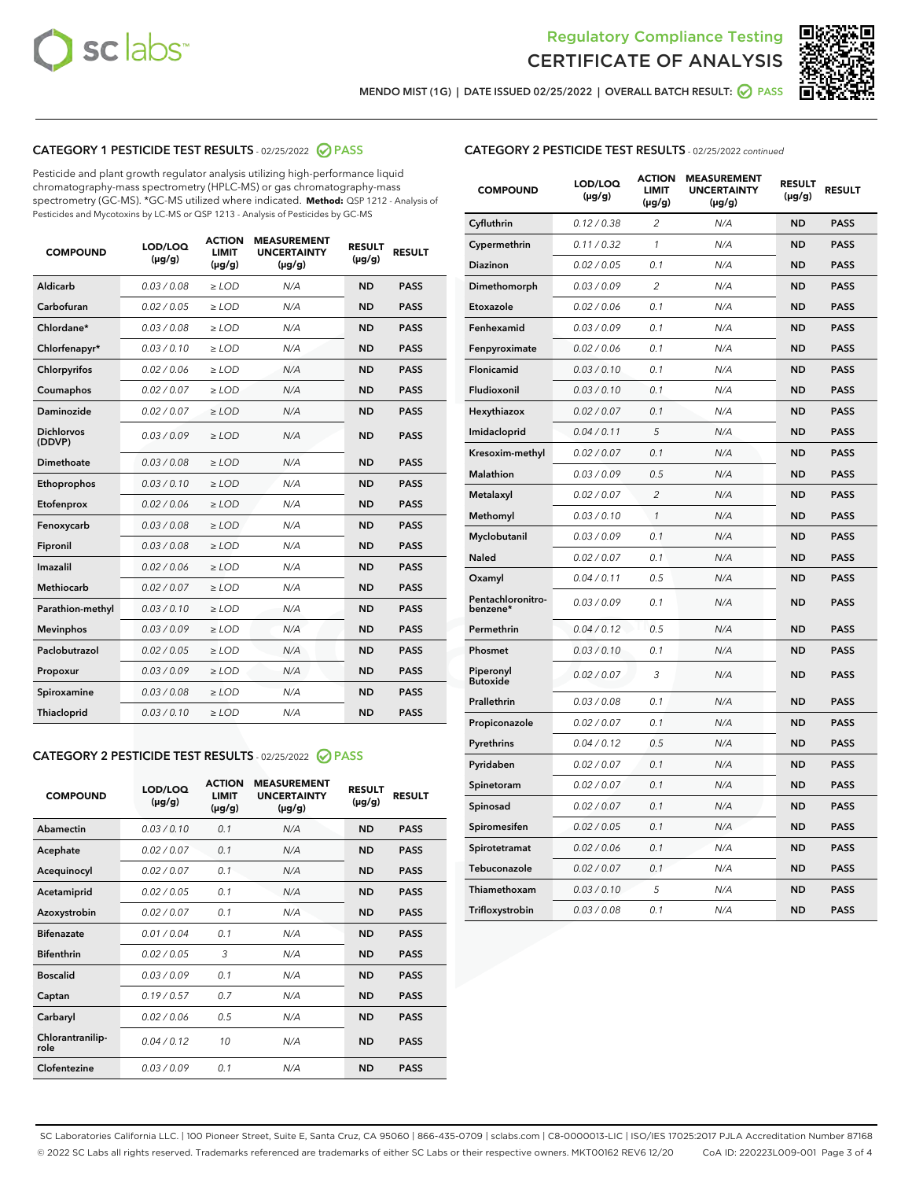Regulatory Compliance Testing

# CERTIFICATE OF ANALYSIS

MENDO MIST (1G) | DATE ISSUED 02/25/2022 | OVERALL BATCH RESULT: PASS

## CATEGORY 1 PESTICIDE TEST RESULTS - 02/25/2022 PASS

Pesticide and plant growth regulator analysis utilizing high-performance liquid chromatography-mass spectrometry (HPLC-MS) or gas chromatography-mass spectrometry (GC-MS). *GC-MS utilized where indicated. **Method:** QSP 1212 - Analysis of Pesticides and Mycotoxins by LC-MS or QSP 1213 - Analysis of Pesticides by GC-MS

| COMPOUND | LOD/LOQ (µg/g) | ACTION LIMIT (µg/g) | MEASUREMENT UNCERTAINTY (µg/g) | RESULT (µg/g) | RESULT |
|---|---|---|---|---|---|
| Aldicarb | 0.03 / 0.08 | ≥ LOD | N/A | ND | PASS |
| Carbofuran | 0.02 / 0.05 | ≥ LOD | N/A | ND | PASS |
| Chlordane* | 0.03 / 0.08 | ≥ LOD | N/A | ND | PASS |
| Chlorfenapyr* | 0.03 / 0.10 | ≥ LOD | N/A | ND | PASS |
| Chlorpyrifos | 0.02 / 0.06 | ≥ LOD | N/A | ND | PASS |
| Coumaphos | 0.02 / 0.07 | ≥ LOD | N/A | ND | PASS |
| Daminozide | 0.02 / 0.07 | ≥ LOD | N/A | ND | PASS |
| Dichlorvos (DDVP) | 0.03 / 0.09 | ≥ LOD | N/A | ND | PASS |
| Dimethoate | 0.03 / 0.08 | ≥ LOD | N/A | ND | PASS |
| Ethoprophos | 0.03 / 0.10 | ≥ LOD | N/A | ND | PASS |
| Etofenprox | 0.02 / 0.06 | ≥ LOD | N/A | ND | PASS |
| Fenoxycarb | 0.03 / 0.08 | ≥ LOD | N/A | ND | PASS |
| Fipronil | 0.03 / 0.08 | ≥ LOD | N/A | ND | PASS |
| Imazalil | 0.02 / 0.06 | ≥ LOD | N/A | ND | PASS |
| Methiocarb | 0.02 / 0.07 | ≥ LOD | N/A | ND | PASS |
| Parathion-methyl | 0.03 / 0.10 | ≥ LOD | N/A | ND | PASS |
| Mevinphos | 0.03 / 0.09 | ≥ LOD | N/A | ND | PASS |
| Paclobutrazol | 0.02 / 0.05 | ≥ LOD | N/A | ND | PASS |
| Propoxur | 0.03 / 0.09 | ≥ LOD | N/A | ND | PASS |
| Spiroxamine | 0.03 / 0.08 | ≥ LOD | N/A | ND | PASS |
| Thiacloprid | 0.03 / 0.10 | ≥ LOD | N/A | ND | PASS |

## CATEGORY 2 PESTICIDE TEST RESULTS - 02/25/2022 PASS

| COMPOUND | LOD/LOQ (µg/g) | ACTION LIMIT (µg/g) | MEASUREMENT UNCERTAINTY (µg/g) | RESULT (µg/g) | RESULT |
|---|---|---|---|---|---|
| Abamectin | 0.03 / 0.10 | 0.1 | N/A | ND | PASS |
| Acephate | 0.02 / 0.07 | 0.1 | N/A | ND | PASS |
| Acequinocyl | 0.02 / 0.07 | 0.1 | N/A | ND | PASS |
| Acetamiprid | 0.02 / 0.05 | 0.1 | N/A | ND | PASS |
| Azoxystrobin | 0.02 / 0.07 | 0.1 | N/A | ND | PASS |
| Bifenazate | 0.01 / 0.04 | 0.1 | N/A | ND | PASS |
| Bifenthrin | 0.02 / 0.05 | 3 | N/A | ND | PASS |
| Boscalid | 0.03 / 0.09 | 0.1 | N/A | ND | PASS |
| Captan | 0.19 / 0.57 | 0.7 | N/A | ND | PASS |
| Carbaryl | 0.02 / 0.06 | 0.5 | N/A | ND | PASS |
| Chlorantraniliprole | 0.04 / 0.12 | 10 | N/A | ND | PASS |
| Clofentezine | 0.03 / 0.09 | 0.1 | N/A | ND | PASS |
| Cyfluthrin | 0.12 / 0.38 | 2 | N/A | ND | PASS |
| Cypermethrin | 0.11 / 0.32 | 1 | N/A | ND | PASS |
| Diazinon | 0.02 / 0.05 | 0.1 | N/A | ND | PASS |
| Dimethomorph | 0.03 / 0.09 | 2 | N/A | ND | PASS |
| Etoxazole | 0.02 / 0.06 | 0.1 | N/A | ND | PASS |
| Fenhexamid | 0.03 / 0.09 | 0.1 | N/A | ND | PASS |
| Fenpyroximate | 0.02 / 0.06 | 0.1 | N/A | ND | PASS |
| Flonicamid | 0.03 / 0.10 | 0.1 | N/A | ND | PASS |
| Fludioxonil | 0.03 / 0.10 | 0.1 | N/A | ND | PASS |
| Hexythiazox | 0.02 / 0.07 | 0.1 | N/A | ND | PASS |
| Imidacloprid | 0.04 / 0.11 | 5 | N/A | ND | PASS |
| Kresoxim-methyl | 0.02 / 0.07 | 0.1 | N/A | ND | PASS |
| Malathion | 0.03 / 0.09 | 0.5 | N/A | ND | PASS |
| Metalaxyl | 0.02 / 0.07 | 2 | N/A | ND | PASS |
| Methomyl | 0.03 / 0.10 | 1 | N/A | ND | PASS |
| Myclobutanil | 0.03 / 0.09 | 0.1 | N/A | ND | PASS |
| Naled | 0.02 / 0.07 | 0.1 | N/A | ND | PASS |
| Oxamyl | 0.04 / 0.11 | 0.5 | N/A | ND | PASS |
| Pentachloronitrobenzene* | 0.03 / 0.09 | 0.1 | N/A | ND | PASS |
| Permethrin | 0.04 / 0.12 | 0.5 | N/A | ND | PASS |
| Phosmet | 0.03 / 0.10 | 0.1 | N/A | ND | PASS |
| Piperonyl Butoxide | 0.02 / 0.07 | 3 | N/A | ND | PASS |
| Prallethrin | 0.03 / 0.08 | 0.1 | N/A | ND | PASS |
| Propiconazole | 0.02 / 0.07 | 0.1 | N/A | ND | PASS |
| Pyrethrins | 0.04 / 0.12 | 0.5 | N/A | ND | PASS |
| Pyridaben | 0.02 / 0.07 | 0.1 | N/A | ND | PASS |
| Spinetoram | 0.02 / 0.07 | 0.1 | N/A | ND | PASS |
| Spinosad | 0.02 / 0.07 | 0.1 | N/A | ND | PASS |
| Spiromesifen | 0.02 / 0.05 | 0.1 | N/A | ND | PASS |
| Spirotetramat | 0.02 / 0.06 | 0.1 | N/A | ND | PASS |
| Tebuconazole | 0.02 / 0.07 | 0.1 | N/A | ND | PASS |
| Thiamethoxam | 0.03 / 0.10 | 5 | N/A | ND | PASS |
| Trifloxystrobin | 0.03 / 0.08 | 0.1 | N/A | ND | PASS |

SC Laboratories California LLC. | 100 Pioneer Street, Suite E, Santa Cruz, CA 95060 | 866-435-0709 | sclabs.com | C8-0000013-LIC | ISO/IES 17025:2017 PJLA Accreditation Number 87168
© 2022 SC Labs all rights reserved. Trademarks referenced are trademarks of either SC Labs or their respective owners. MKT00162 REV6 12/20 CoA ID: 220223L009-001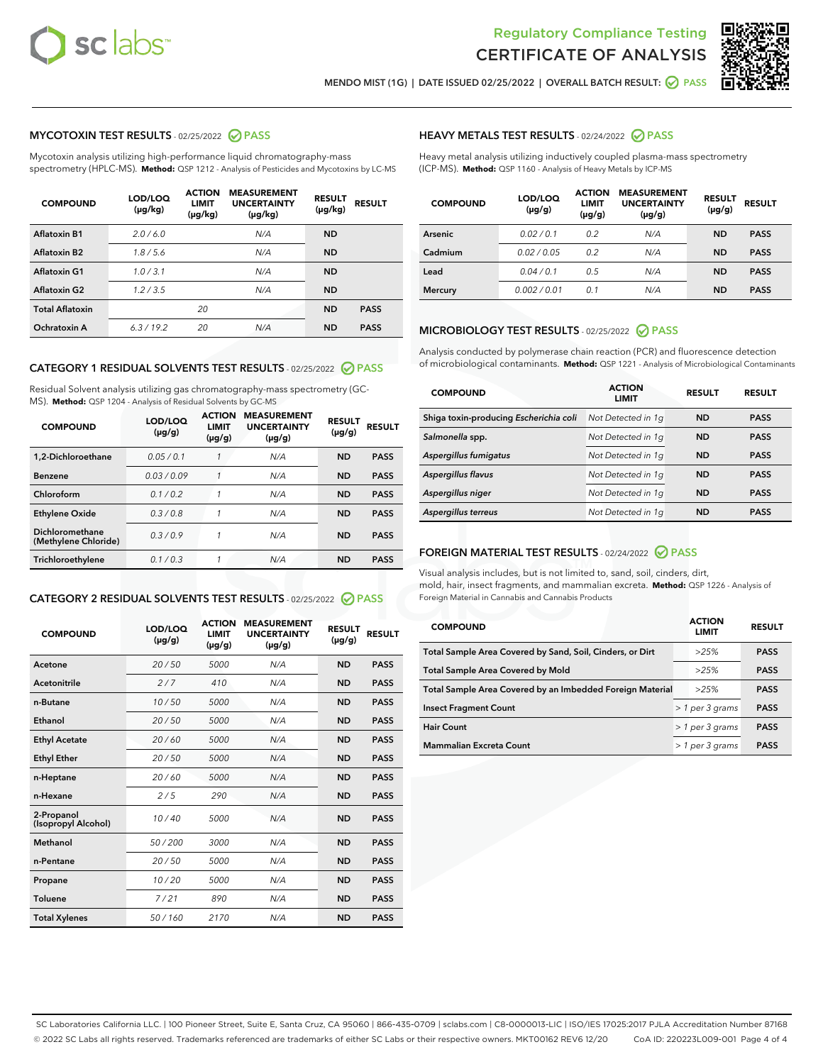Regulatory Compliance Testing
# CERTIFICATE OF ANALYSIS

MENDO MIST (1G) | DATE ISSUED 02/25/2022 | OVERALL BATCH RESULT: PASS

## MYCOTOXIN TEST RESULTS - 02/25/2022 PASS

Mycotoxin analysis utilizing high-performance liquid chromatography-mass spectrometry (HPLC-MS). **Method:** QSP 1212 - Analysis of Pesticides and Mycotoxins by LC-MS

| COMPOUND | LOD/LOQ (µg/kg) | ACTION LIMIT (µg/kg) | MEASUREMENT UNCERTAINTY (µg/kg) | RESULT (µg/kg) | RESULT |
|---|---|---|---|---|---|
| Aflatoxin B1 | 2.0 / 6.0 | | N/A | ND | |
| Aflatoxin B2 | 1.8 / 5.6 | | N/A | ND | |
| Aflatoxin G1 | 1.0 / 3.1 | | N/A | ND | |
| Aflatoxin G2 | 1.2 / 3.5 | | N/A | ND | |
| Total Aflatoxin | | 20 | | ND | PASS |
| Ochratoxin A | 6.3 / 19.2 | 20 | N/A | ND | PASS |

## CATEGORY 1 RESIDUAL SOLVENTS TEST RESULTS - 02/25/2022 PASS

Residual Solvent analysis utilizing gas chromatography-mass spectrometry (GC-MS). **Method:** QSP 1204 - Analysis of Residual Solvents by GC-MS

| COMPOUND | LOD/LOQ (µg/g) | ACTION LIMIT (µg/g) | MEASUREMENT UNCERTAINTY (µg/g) | RESULT (µg/g) | RESULT |
|---|---|---|---|---|---|
| 1,2-Dichloroethane | 0.05 / 0.1 | 1 | N/A | ND | PASS |
| Benzene | 0.03 / 0.09 | 1 | N/A | ND | PASS |
| Chloroform | 0.1 / 0.2 | 1 | N/A | ND | PASS |
| Ethylene Oxide | 0.3 / 0.8 | 1 | N/A | ND | PASS |
| Dichloromethane (Methylene Chloride) | 0.3 / 0.9 | 1 | N/A | ND | PASS |
| Trichloroethylene | 0.1 / 0.3 | 1 | N/A | ND | PASS |

## CATEGORY 2 RESIDUAL SOLVENTS TEST RESULTS - 02/25/2022 PASS

| COMPOUND | LOD/LOQ (µg/g) | ACTION LIMIT (µg/g) | MEASUREMENT UNCERTAINTY (µg/g) | RESULT (µg/g) | RESULT |
|---|---|---|---|---|---|
| Acetone | 20 / 50 | 5000 | N/A | ND | PASS |
| Acetonitrile | 2 / 7 | 410 | N/A | ND | PASS |
| n-Butane | 10 / 50 | 5000 | N/A | ND | PASS |
| Ethanol | 20 / 50 | 5000 | N/A | ND | PASS |
| Ethyl Acetate | 20 / 60 | 5000 | N/A | ND | PASS |
| Ethyl Ether | 20 / 50 | 5000 | N/A | ND | PASS |
| n-Heptane | 20 / 60 | 5000 | N/A | ND | PASS |
| n-Hexane | 2 / 5 | 290 | N/A | ND | PASS |
| 2-Propanol (Isopropyl Alcohol) | 10 / 40 | 5000 | N/A | ND | PASS |
| Methanol | 50 / 200 | 3000 | N/A | ND | PASS |
| n-Pentane | 20 / 50 | 5000 | N/A | ND | PASS |
| Propane | 10 / 20 | 5000 | N/A | ND | PASS |
| Toluene | 7 / 21 | 890 | N/A | ND | PASS |
| Total Xylenes | 50 / 160 | 2170 | N/A | ND | PASS |

## HEAVY METALS TEST RESULTS - 02/24/2022 PASS

Heavy metal analysis utilizing inductively coupled plasma-mass spectrometry (ICP-MS). **Method:** QSP 1160 - Analysis of Heavy Metals by ICP-MS

| COMPOUND | LOD/LOQ (µg/g) | ACTION LIMIT (µg/g) | MEASUREMENT UNCERTAINTY (µg/g) | RESULT (µg/g) | RESULT |
|---|---|---|---|---|---|
| Arsenic | 0.02 / 0.1 | 0.2 | N/A | ND | PASS |
| Cadmium | 0.02 / 0.05 | 0.2 | N/A | ND | PASS |
| Lead | 0.04 / 0.1 | 0.5 | N/A | ND | PASS |
| Mercury | 0.002 / 0.01 | 0.1 | N/A | ND | PASS |

## MICROBIOLOGY TEST RESULTS - 02/25/2022 PASS

Analysis conducted by polymerase chain reaction (PCR) and fluorescence detection of microbiological contaminants. **Method:** QSP 1221 - Analysis of Microbiological Contaminants

| COMPOUND | ACTION LIMIT | RESULT | RESULT |
|---|---|---|---|
| *Shiga toxin-producing Escherichia coli* | Not Detected in 1g | ND | PASS |
| *Salmonella* spp. | Not Detected in 1g | ND | PASS |
| *Aspergillus fumigatus* | Not Detected in 1g | ND | PASS |
| *Aspergillus flavus* | Not Detected in 1g | ND | PASS |
| *Aspergillus niger* | Not Detected in 1g | ND | PASS |
| *Aspergillus terreus* | Not Detected in 1g | ND | PASS |

## FOREIGN MATERIAL TEST RESULTS - 02/24/2022 PASS

Visual analysis includes, but is not limited to, sand, soil, cinders, dirt, mold, hair, insect fragments, and mammalian excreta. **Method:** QSP 1226 - Analysis of Foreign Material in Cannabis and Cannabis Products

| COMPOUND | ACTION LIMIT | RESULT |
|---|---|---|
| Total Sample Area Covered by Sand, Soil, Cinders, or Dirt | >25% | PASS |
| Total Sample Area Covered by Mold | >25% | PASS |
| Total Sample Area Covered by an Imbedded Foreign Material | >25% | PASS |
| Insect Fragment Count | > 1 per 3 grams | PASS |
| Hair Count | > 1 per 3 grams | PASS |
| Mammalian Excreta Count | > 1 per 3 grams | PASS |

SC Laboratories California LLC. | 100 Pioneer Street, Suite E, Santa Cruz, CA 95060 | 866-435-0709 | sclabs.com | C8-0000013-LIC | ISO/IES 17025:2017 PJLA Accreditation Number 87168
© 2022 SC Labs all rights reserved. Trademarks referenced are trademarks of either SC Labs or their respective owners. MKT00162 REV6 12/20 CoA ID: 220223L009-001